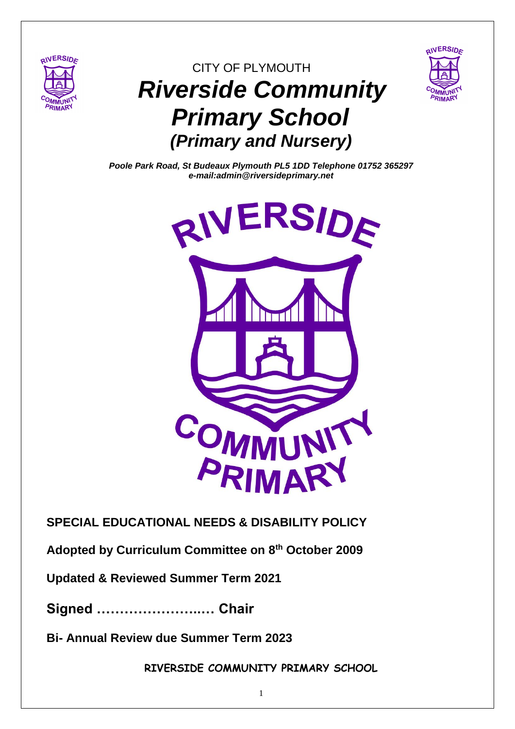CITY OF PLYMOUTH

# *Riverside Community Primary School*

## *(Primary and Nursery)*

***Poole Park Road, St Budeaux Plymouth PL5 1DD Telephone 01752 365297***
***e-mail:admin@riversideprimary.net***

**SPECIAL EDUCATIONAL NEEDS & DISABILITY POLICY**

**Adopted by Curriculum Committee on 8th October 2009**

**Updated & Reviewed Summer Term 2021**

**Signed ……………………..… Chair**

**Bi- Annual Review due Summer Term 2023**

**RIVERSIDE COMMUNITY PRIMARY SCHOOL**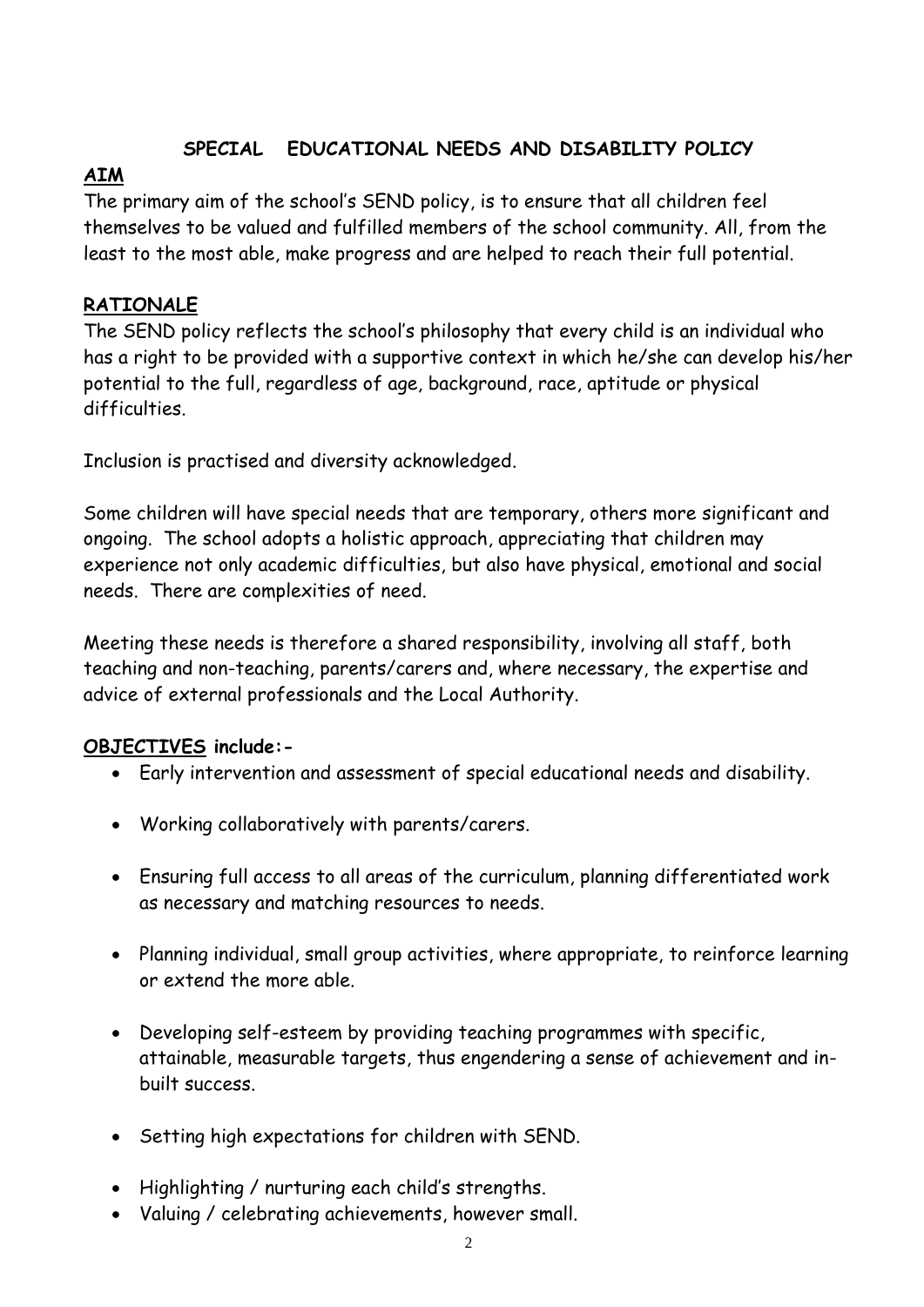# SPECIAL EDUCATIONAL NEEDS AND DISABILITY POLICY

## AIM

The primary aim of the school's SEND policy, is to ensure that all children feel themselves to be valued and fulfilled members of the school community. All, from the least to the most able, make progress and are helped to reach their full potential.

## RATIONALE

The SEND policy reflects the school's philosophy that every child is an individual who has a right to be provided with a supportive context in which he/she can develop his/her potential to the full, regardless of age, background, race, aptitude or physical difficulties.

Inclusion is practised and diversity acknowledged.

Some children will have special needs that are temporary, others more significant and ongoing. The school adopts a holistic approach, appreciating that children may experience not only academic difficulties, but also have physical, emotional and social needs. There are complexities of need.

Meeting these needs is therefore a shared responsibility, involving all staff, both teaching and non-teaching, parents/carers and, where necessary, the expertise and advice of external professionals and the Local Authority.

## OBJECTIVES include:-

- Early intervention and assessment of special educational needs and disability.
- Working collaboratively with parents/carers.
- Ensuring full access to all areas of the curriculum, planning differentiated work as necessary and matching resources to needs.
- Planning individual, small group activities, where appropriate, to reinforce learning or extend the more able.
- Developing self-esteem by providing teaching programmes with specific, attainable, measurable targets, thus engendering a sense of achievement and in-built success.
- Setting high expectations for children with SEND.
- Highlighting / nurturing each child's strengths.
- Valuing / celebrating achievements, however small.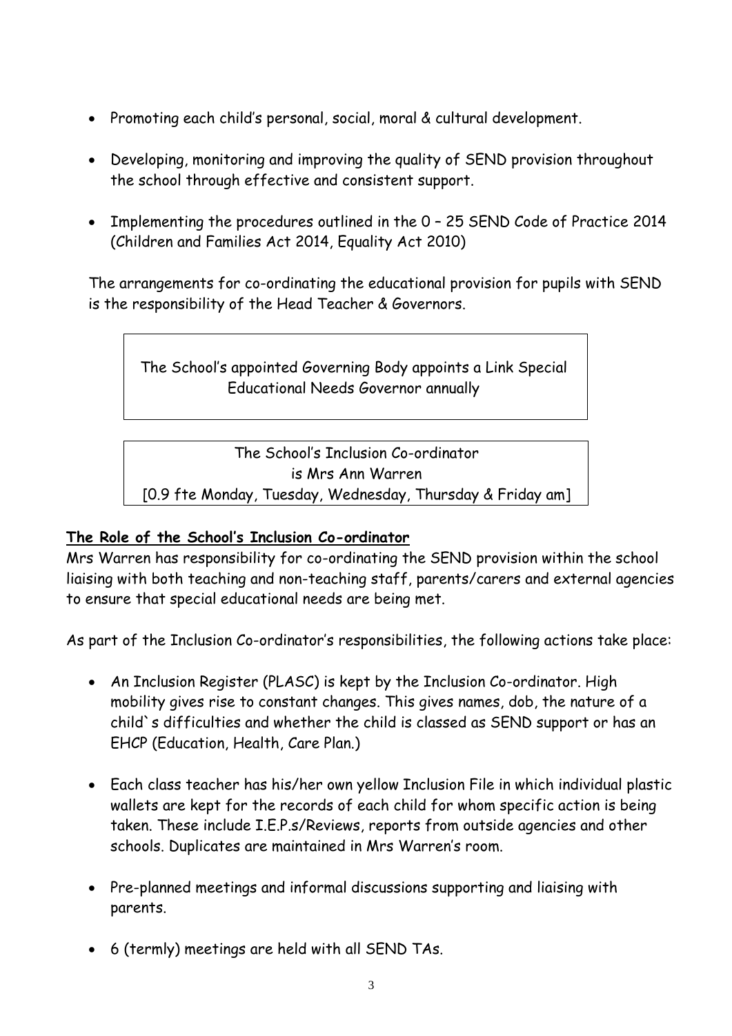- Promoting each child's personal, social, moral & cultural development.
- Developing, monitoring and improving the quality of SEND provision throughout the school through effective and consistent support.
- Implementing the procedures outlined in the 0 – 25 SEND Code of Practice 2014 (Children and Families Act 2014, Equality Act 2010)

The arrangements for co-ordinating the educational provision for pupils with SEND is the responsibility of the Head Teacher & Governors.

The School's appointed Governing Body appoints a Link Special Educational Needs Governor annually

The School's Inclusion Co-ordinator
is Mrs Ann Warren
[0.9 fte Monday, Tuesday, Wednesday, Thursday & Friday am]

**The Role of the School's Inclusion Co-ordinator**

Mrs Warren has responsibility for co-ordinating the SEND provision within the school liaising with both teaching and non-teaching staff, parents/carers and external agencies to ensure that special educational needs are being met.

As part of the Inclusion Co-ordinator's responsibilities, the following actions take place:

- An Inclusion Register (PLASC) is kept by the Inclusion Co-ordinator. High mobility gives rise to constant changes. This gives names, dob, the nature of a child`s difficulties and whether the child is classed as SEND support or has an EHCP (Education, Health, Care Plan.)
- Each class teacher has his/her own yellow Inclusion File in which individual plastic wallets are kept for the records of each child for whom specific action is being taken. These include I.E.P.s/Reviews, reports from outside agencies and other schools. Duplicates are maintained in Mrs Warren's room.
- Pre-planned meetings and informal discussions supporting and liaising with parents.
- 6 (termly) meetings are held with all SEND TAs.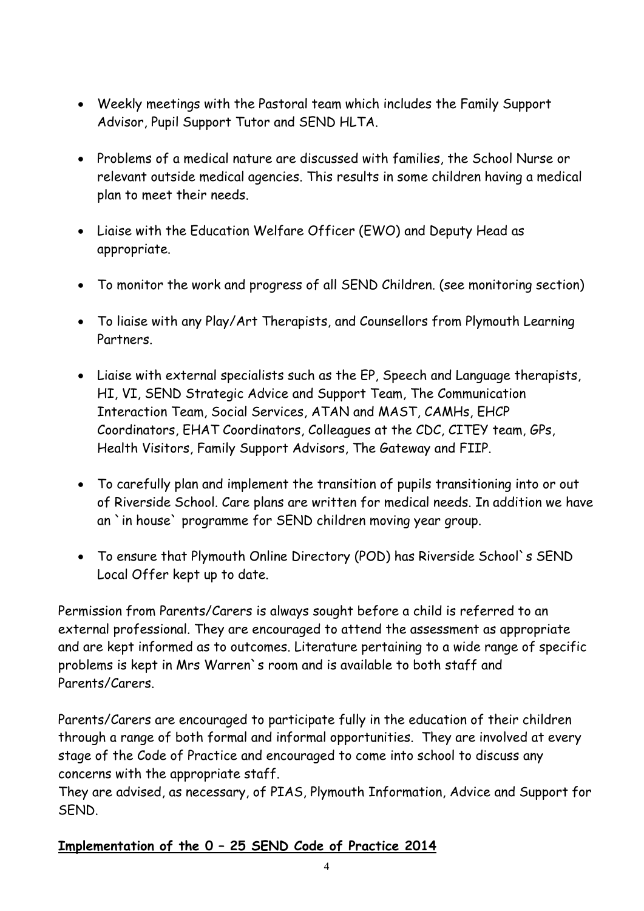- Weekly meetings with the Pastoral team which includes the Family Support Advisor, Pupil Support Tutor and SEND HLTA.
- Problems of a medical nature are discussed with families, the School Nurse or relevant outside medical agencies. This results in some children having a medical plan to meet their needs.
- Liaise with the Education Welfare Officer (EWO) and Deputy Head as appropriate.
- To monitor the work and progress of all SEND Children. (see monitoring section)
- To liaise with any Play/Art Therapists, and Counsellors from Plymouth Learning Partners.
- Liaise with external specialists such as the EP, Speech and Language therapists, HI, VI, SEND Strategic Advice and Support Team, The Communication Interaction Team, Social Services, ATAN and MAST, CAMHs, EHCP Coordinators, EHAT Coordinators, Colleagues at the CDC, CITEY team, GPs, Health Visitors, Family Support Advisors, The Gateway and FIIP.
- To carefully plan and implement the transition of pupils transitioning into or out of Riverside School. Care plans are written for medical needs. In addition we have an `in house` programme for SEND children moving year group.
- To ensure that Plymouth Online Directory (POD) has Riverside School`s SEND Local Offer kept up to date.

Permission from Parents/Carers is always sought before a child is referred to an external professional. They are encouraged to attend the assessment as appropriate and are kept informed as to outcomes. Literature pertaining to a wide range of specific problems is kept in Mrs Warren`s room and is available to both staff and Parents/Carers.

Parents/Carers are encouraged to participate fully in the education of their children through a range of both formal and informal opportunities. They are involved at every stage of the Code of Practice and encouraged to come into school to discuss any concerns with the appropriate staff.
They are advised, as necessary, of PIAS, Plymouth Information, Advice and Support for SEND.

## Implementation of the 0 – 25 SEND Code of Practice 2014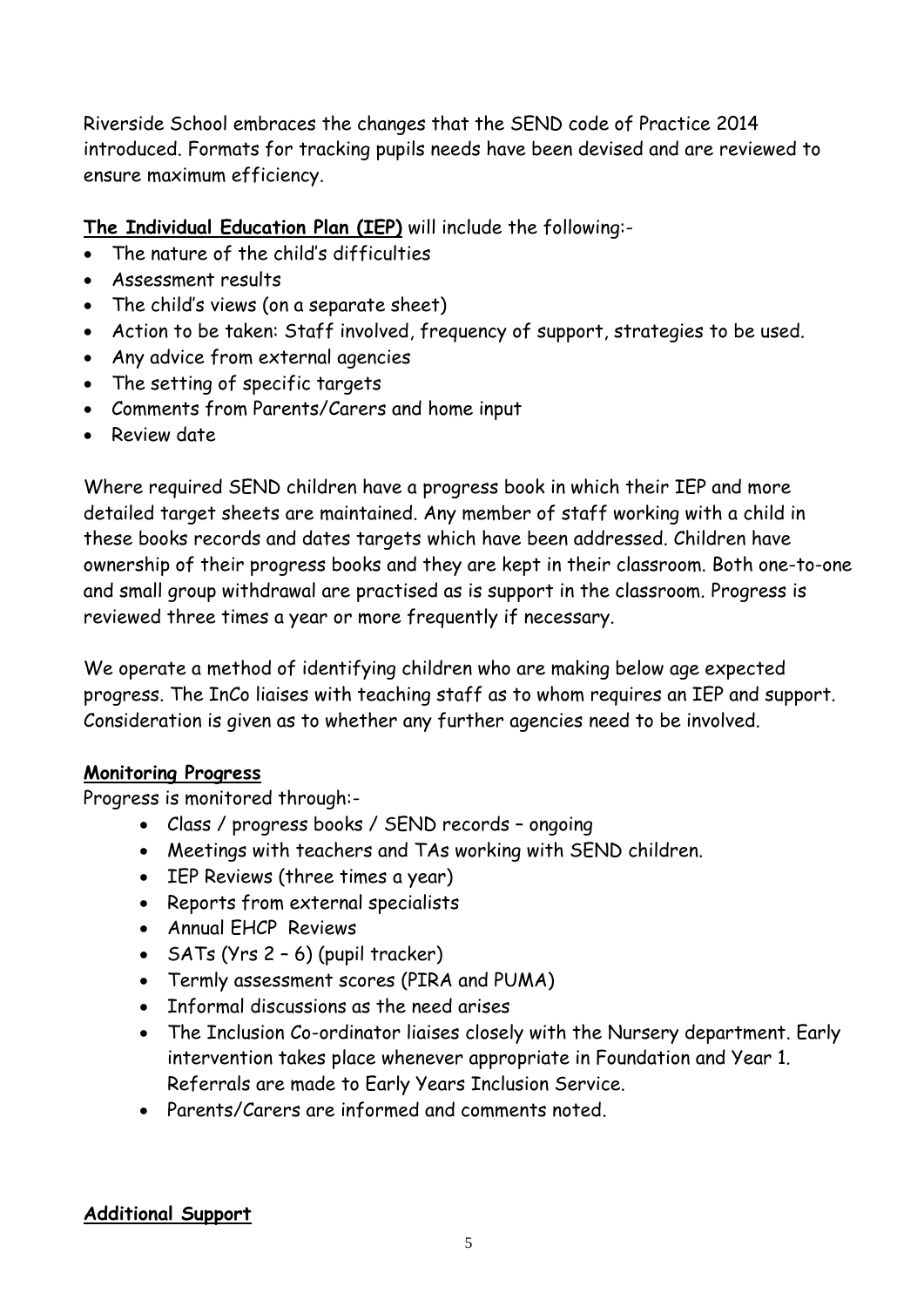Riverside School embraces the changes that the SEND code of Practice 2014 introduced. Formats for tracking pupils needs have been devised and are reviewed to ensure maximum efficiency.

**The Individual Education Plan (IEP)** will include the following:-

- The nature of the child's difficulties
- Assessment results
- The child's views (on a separate sheet)
- Action to be taken: Staff involved, frequency of support, strategies to be used.
- Any advice from external agencies
- The setting of specific targets
- Comments from Parents/Carers and home input
- Review date

Where required SEND children have a progress book in which their IEP and more detailed target sheets are maintained. Any member of staff working with a child in these books records and dates targets which have been addressed. Children have ownership of their progress books and they are kept in their classroom. Both one-to-one and small group withdrawal are practised as is support in the classroom. Progress is reviewed three times a year or more frequently if necessary.

We operate a method of identifying children who are making below age expected progress. The InCo liaises with teaching staff as to whom requires an IEP and support. Consideration is given as to whether any further agencies need to be involved.

**Monitoring Progress**

Progress is monitored through:-

- Class / progress books / SEND records – ongoing
- Meetings with teachers and TAs working with SEND children.
- IEP Reviews (three times a year)
- Reports from external specialists
- Annual EHCP Reviews
- SATs (Yrs 2 – 6) (pupil tracker)
- Termly assessment scores (PIRA and PUMA)
- Informal discussions as the need arises
- The Inclusion Co-ordinator liaises closely with the Nursery department. Early intervention takes place whenever appropriate in Foundation and Year 1. Referrals are made to Early Years Inclusion Service.
- Parents/Carers are informed and comments noted.

**Additional Support**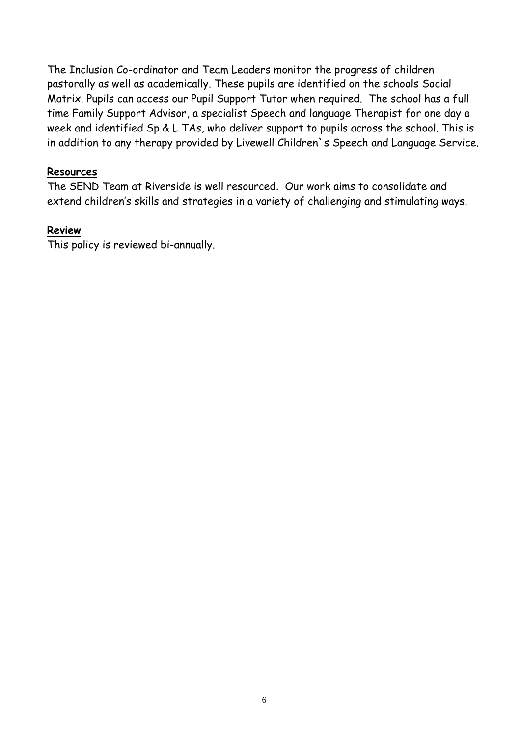The Inclusion Co-ordinator and Team Leaders monitor the progress of children pastorally as well as academically. These pupils are identified on the schools Social Matrix. Pupils can access our Pupil Support Tutor when required. The school has a full time Family Support Advisor, a specialist Speech and language Therapist for one day a week and identified Sp & L TAs, who deliver support to pupils across the school. This is in addition to any therapy provided by Livewell Children`s Speech and Language Service.

**Resources**

The SEND Team at Riverside is well resourced. Our work aims to consolidate and extend children's skills and strategies in a variety of challenging and stimulating ways.

**Review**

This policy is reviewed bi-annually.